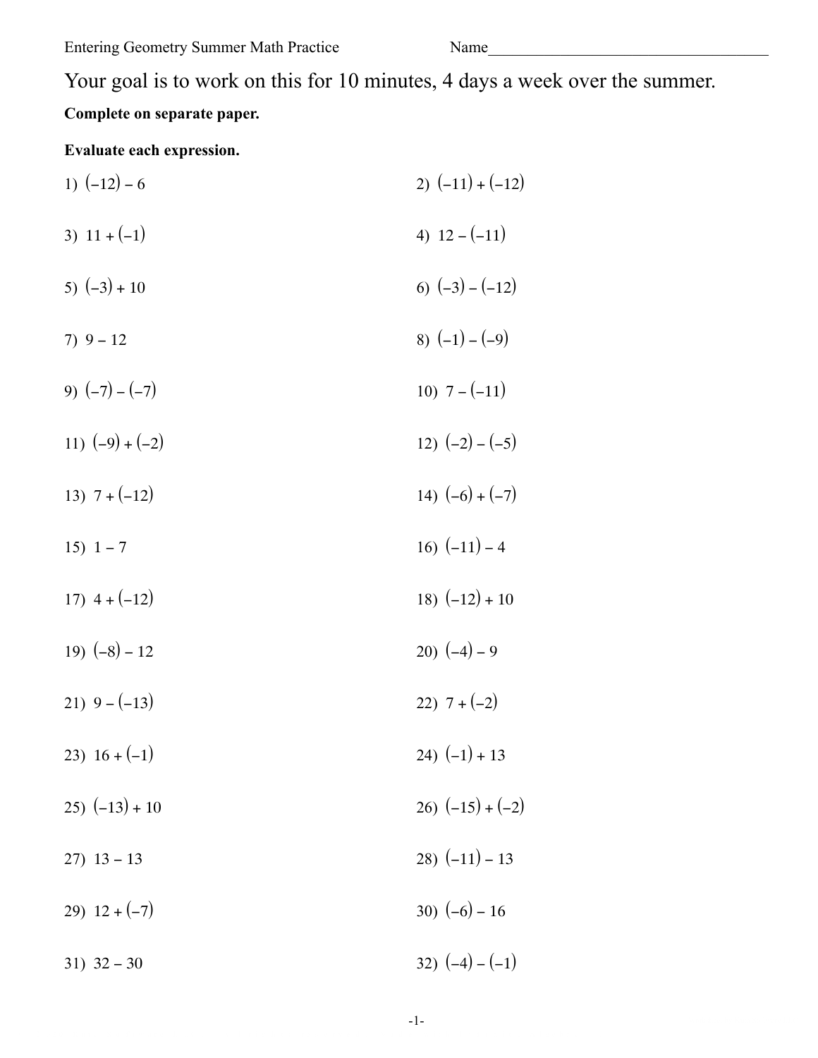Entering Geometry Summer Math Practice Name\_\_\_\_\_\_\_\_\_\_\_\_\_\_\_\_\_\_\_\_\_\_\_\_\_\_\_\_\_\_\_\_\_\_\_\_

# Your goal is to work on this for 10 minutes, 4 days a week over the summer.

**Complete on separate paper.**

**Evaluate each expression.**

1) $(-12) - 6$

2) $(-11) + (-12)$

3) $11 + (-1)$

4) $12 - (-11)$

5) $(-3) + 10$

6) $(-3) - (-12)$

7) $9 - 12$

8) $(-1) - (-9)$

9) $(-7) - (-7)$

10) $7 - (-11)$

11) $(-9) + (-2)$

12) $(-2) - (-5)$

13) $7 + (-12)$

14) $(-6) + (-7)$

15) $1 - 7$

16) $(-11) - 4$

17) $4 + (-12)$

18) $(-12) + 10$

19) $(-8) - 12$

20) $(-4) - 9$

21) $9 - (-13)$

22) $7 + (-2)$

23) $16 + (-1)$

24) $(-1) + 13$

25) $(-13) + 10$

26) $(-15) + (-2)$

27) $13 - 13$

28) $(-11) - 13$

29) $12 + (-7)$

30) $(-6) - 16$

31) $32 - 30$

32) $(-4) - (-1)$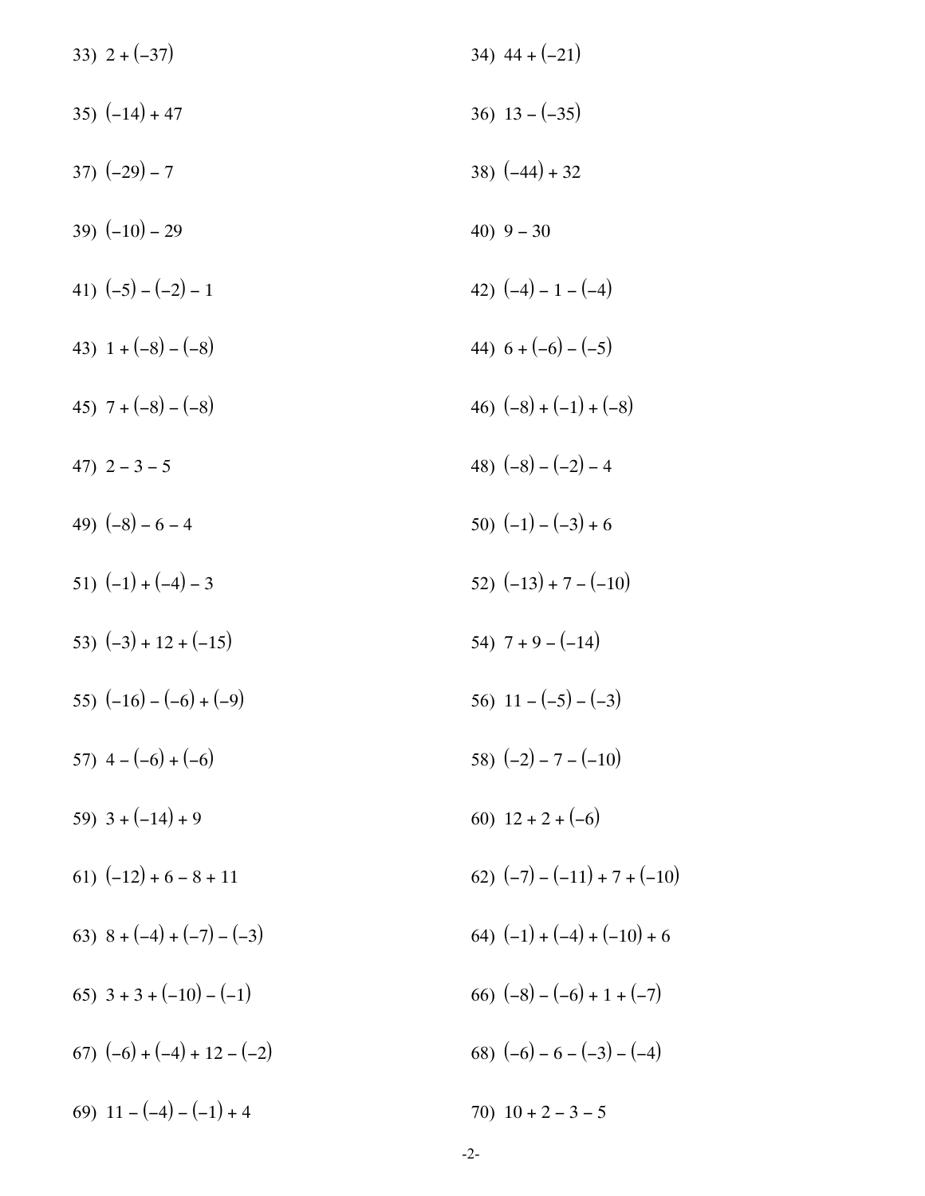33) $2 + (-37)$

34) $44 + (-21)$

35) $(-14) + 47$

36) $13 - (-35)$

37) $(-29) - 7$

38) $(-44) + 32$

39) $(-10) - 29$

40) $9 - 30$

41) $(-5) - (-2) - 1$

42) $(-4) - 1 - (-4)$

43) $1 + (-8) - (-8)$

44) $6 + (-6) - (-5)$

45) $7 + (-8) - (-8)$

46) $(-8) + (-1) + (-8)$

47) $2 - 3 - 5$

48) $(-8) - (-2) - 4$

49) $(-8) - 6 - 4$

50) $(-1) - (-3) + 6$

51) $(-1) + (-4) - 3$

52) $(-13) + 7 - (-10)$

53) $(-3) + 12 + (-15)$

54) $7 + 9 - (-14)$

55) $(-16) - (-6) + (-9)$

56) $11 - (-5) - (-3)$

57) $4 - (-6) + (-6)$

58) $(-2) - 7 - (-10)$

59) $3 + (-14) + 9$

60) $12 + 2 + (-6)$

61) $(-12) + 6 - 8 + 11$

62) $(-7) - (-11) + 7 + (-10)$

63) $8 + (-4) + (-7) - (-3)$

64) $(-1) + (-4) + (-10) + 6$

65) $3 + 3 + (-10) - (-1)$

66) $(-8) - (-6) + 1 + (-7)$

67) $(-6) + (-4) + 12 - (-2)$

68) $(-6) - 6 - (-3) - (-4)$

69) $11 - (-4) - (-1) + 4$

70) $10 + 2 - 3 - 5$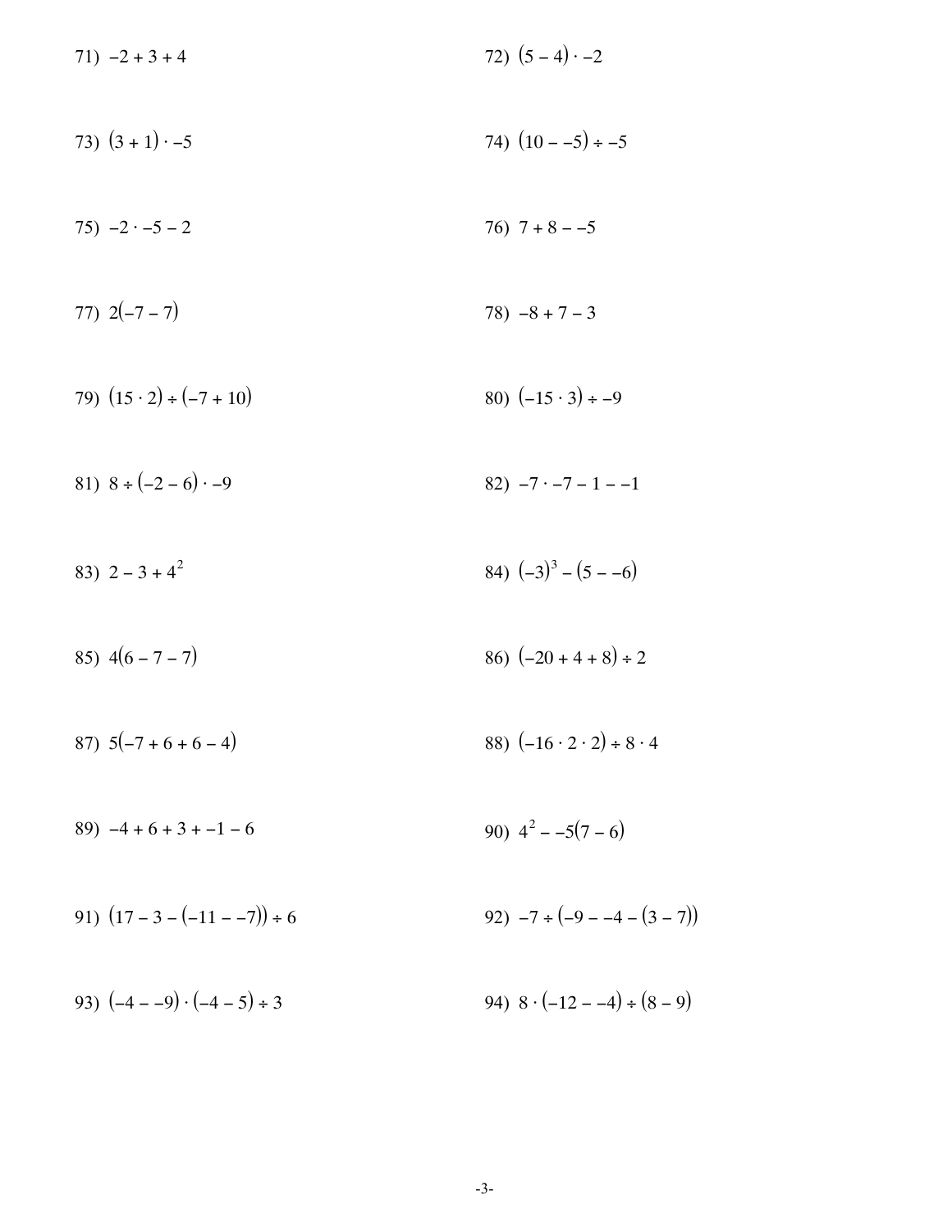71) $-2 + 3 + 4$

72) $(5 - 4) \cdot -2$

73) $(3 + 1) \cdot -5$

74) $(10 - -5) \div -5$

75) $-2 \cdot -5 - 2$

76) $7 + 8 - -5$

77) $2(-7 - 7)$

78) $-8 + 7 - 3$

79) $(15 \cdot 2) \div (-7 + 10)$

80) $(-15 \cdot 3) \div -9$

81) $8 \div (-2 - 6) \cdot -9$

82) $-7 \cdot -7 - 1 - -1$

83) $2 - 3 + 4^2$

84) $(-3)^3 - (5 - -6)$

85) $4(6 - 7 - 7)$

86) $(-20 + 4 + 8) \div 2$

87) $5(-7 + 6 + 6 - 4)$

88) $(-16 \cdot 2 \cdot 2) \div 8 \cdot 4$

89) $-4 + 6 + 3 + -1 - 6$

90) $4^2 - -5(7 - 6)$

91) $(17 - 3 - (-11 - -7)) \div 6$

92) $-7 \div (-9 - -4 - (3 - 7))$

93) $(-4 - -9) \cdot (-4 - 5) \div 3$

94) $8 \cdot (-12 - -4) \div (8 - 9)$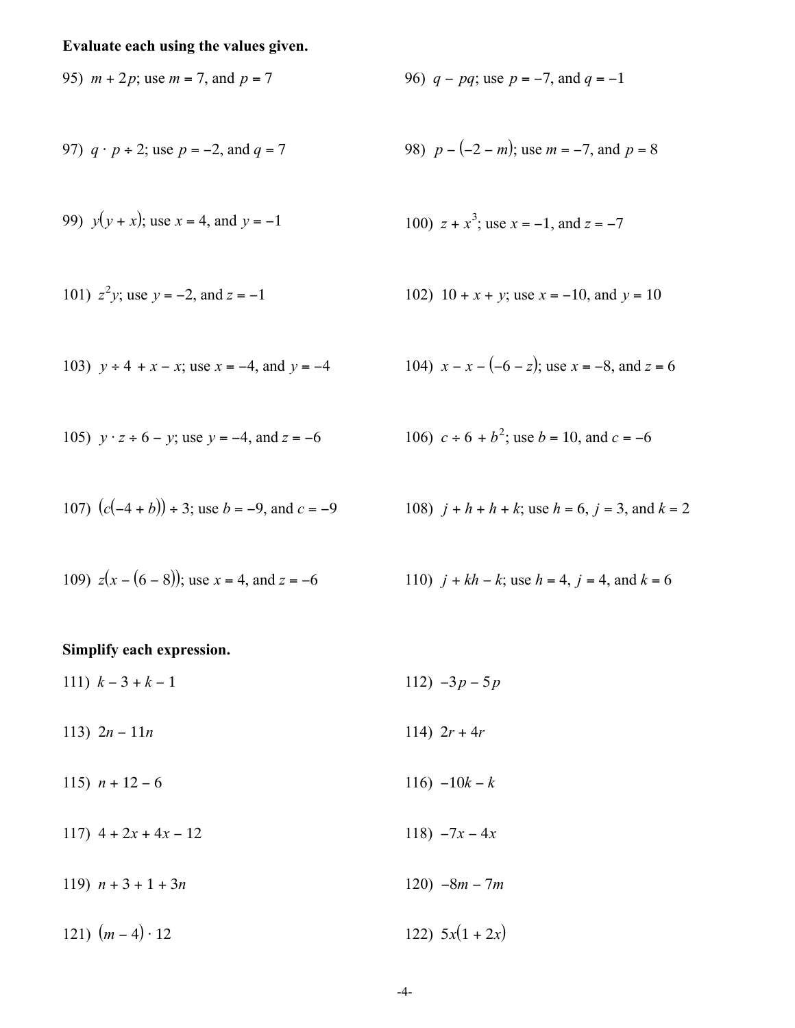**Evaluate each using the values given.**

95) $m + 2p$; use $m = 7$, and $p = 7$

96) $q - pq$; use $p = -7$, and $q = -1$

97) $q \cdot p \div 2$; use $p = -2$, and $q = 7$

98) $p - (-2 - m)$; use $m = -7$, and $p = 8$

99) $y(y + x)$; use $x = 4$, and $y = -1$

100) $z + x^3$; use $x = -1$, and $z = -7$

101) $z^2y$; use $y = -2$, and $z = -1$

102) $10 + x + y$; use $x = -10$, and $y = 10$

103) $y \div 4 + x - x$; use $x = -4$, and $y = -4$

104) $x - x - (-6 - z)$; use $x = -8$, and $z = 6$

105) $y \cdot z \div 6 - y$; use $y = -4$, and $z = -6$

106) $c \div 6 + b^2$; use $b = 10$, and $c = -6$

107) $(c(-4 + b)) \div 3$; use $b = -9$, and $c = -9$

108) $j + h + h + k$; use $h = 6$, $j = 3$, and $k = 2$

109) $z(x - (6 - 8))$; use $x = 4$, and $z = -6$

110) $j + kh - k$; use $h = 4$, $j = 4$, and $k = 6$

**Simplify each expression.**

111) $k - 3 + k - 1$

112) $-3p - 5p$

113) $2n - 11n$

114) $2r + 4r$

115) $n + 12 - 6$

116) $-10k - k$

117) $4 + 2x + 4x - 12$

118) $-7x - 4x$

119) $n + 3 + 1 + 3n$

120) $-8m - 7m$

121) $(m - 4) \cdot 12$

122) $5x(1 + 2x)$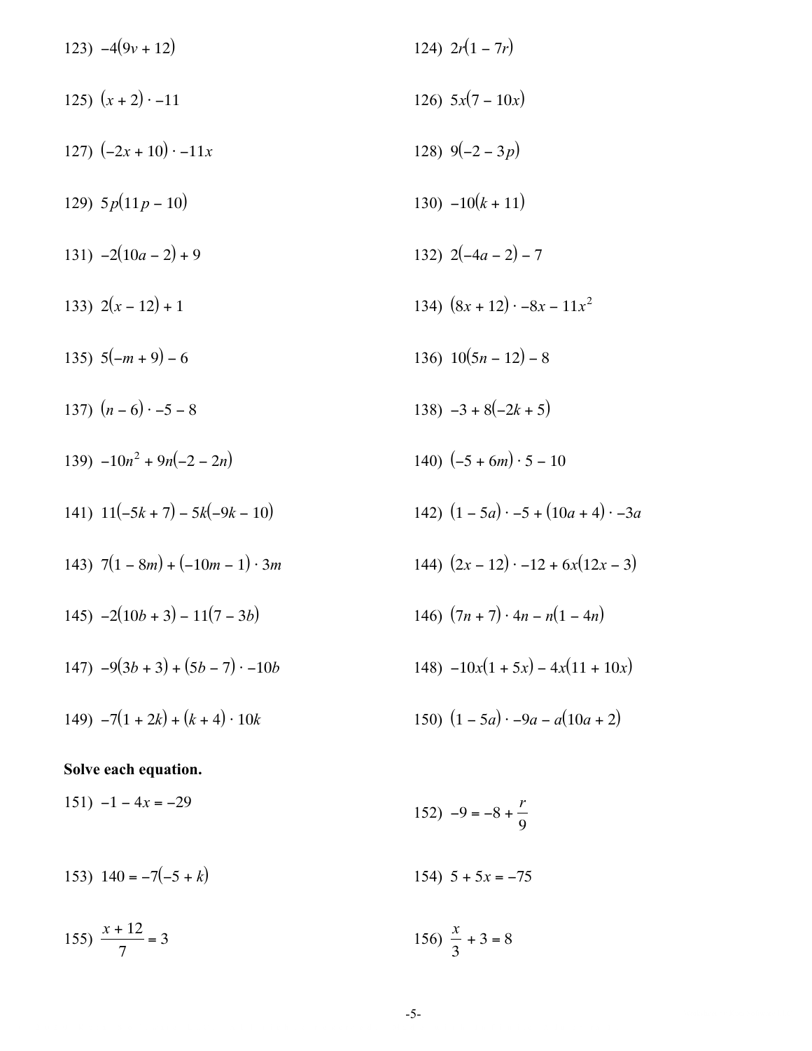123) $-4(9v + 12)$

124) $2r(1 - 7r)$

125) $(x + 2) \cdot -11$

126) $5x(7 - 10x)$

127) $(-2x + 10) \cdot -11x$

128) $9(-2 - 3p)$

129) $5p(11p - 10)$

130) $-10(k + 11)$

131) $-2(10a - 2) + 9$

132) $2(-4a - 2) - 7$

133) $2(x - 12) + 1$

134) $(8x + 12) \cdot -8x - 11x^2$

135) $5(-m + 9) - 6$

136) $10(5n - 12) - 8$

137) $(n - 6) \cdot -5 - 8$

138) $-3 + 8(-2k + 5)$

139) $-10n^2 + 9n(-2 - 2n)$

140) $(-5 + 6m) \cdot 5 - 10$

141) $11(-5k + 7) - 5k(-9k - 10)$

142) $(1 - 5a) \cdot -5 + (10a + 4) \cdot -3a$

143) $7(1 - 8m) + (-10m - 1) \cdot 3m$

144) $(2x - 12) \cdot -12 + 6x(12x - 3)$

145) $-2(10b + 3) - 11(7 - 3b)$

146) $(7n + 7) \cdot 4n - n(1 - 4n)$

147) $-9(3b + 3) + (5b - 7) \cdot -10b$

148) $-10x(1 + 5x) - 4x(11 + 10x)$

149) $-7(1 + 2k) + (k + 4) \cdot 10k$

150) $(1 - 5a) \cdot -9a - a(10a + 2)$

**Solve each equation.**

151) $-1 - 4x = -29$

152) $-9 = -8 + \dfrac{r}{9}$

153) $140 = -7(-5 + k)$

154) $5 + 5x = -75$

155) $\dfrac{x + 12}{7} = 3$

156) $\dfrac{x}{3} + 3 = 8$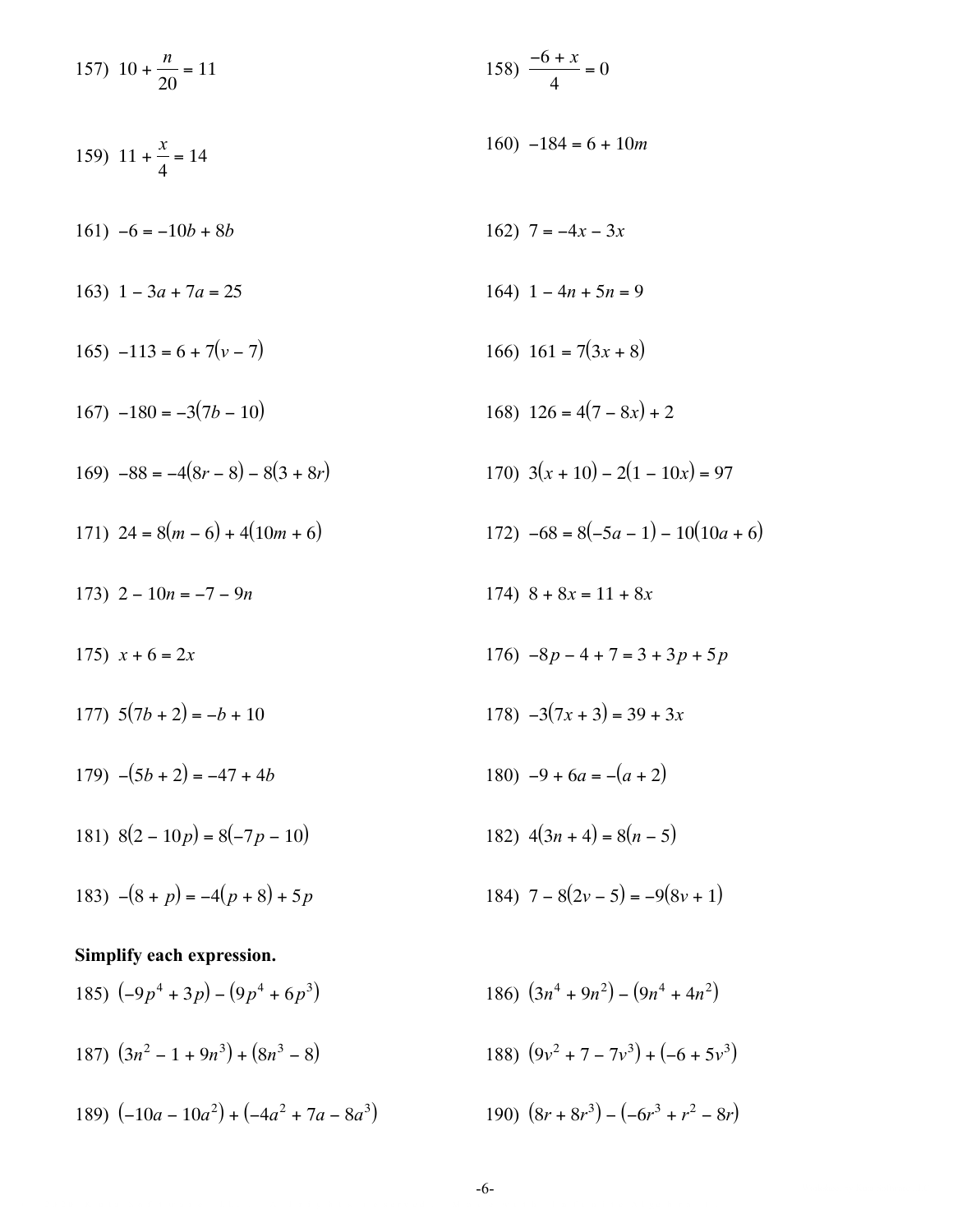157) $10 + \frac{n}{20} = 11$

158) $\frac{-6 + x}{4} = 0$

159) $11 + \frac{x}{4} = 14$

160) $-184 = 6 + 10m$

161) $-6 = -10b + 8b$

162) $7 = -4x - 3x$

163) $1 - 3a + 7a = 25$

164) $1 - 4n + 5n = 9$

165) $-113 = 6 + 7(v - 7)$

166) $161 = 7(3x + 8)$

167) $-180 = -3(7b - 10)$

168) $126 = 4(7 - 8x) + 2$

169) $-88 = -4(8r - 8) - 8(3 + 8r)$

170) $3(x + 10) - 2(1 - 10x) = 97$

171) $24 = 8(m - 6) + 4(10m + 6)$

172) $-68 = 8(-5a - 1) - 10(10a + 6)$

173) $2 - 10n = -7 - 9n$

174) $8 + 8x = 11 + 8x$

175) $x + 6 = 2x$

176) $-8p - 4 + 7 = 3 + 3p + 5p$

177) $5(7b + 2) = -b + 10$

178) $-3(7x + 3) = 39 + 3x$

179) $-(5b + 2) = -47 + 4b$

180) $-9 + 6a = -(a + 2)$

181) $8(2 - 10p) = 8(-7p - 10)$

182) $4(3n + 4) = 8(n - 5)$

183) $-(8 + p) = -4(p + 8) + 5p$

184) $7 - 8(2v - 5) = -9(8v + 1)$

**Simplify each expression.**

185) $(-9p^4 + 3p) - (9p^4 + 6p^3)$

186) $(3n^4 + 9n^2) - (9n^4 + 4n^2)$

187) $(3n^2 - 1 + 9n^3) + (8n^3 - 8)$

188) $(9v^2 + 7 - 7v^3) + (-6 + 5v^3)$

189) $(-10a - 10a^2) + (-4a^2 + 7a - 8a^3)$

190) $(8r + 8r^3) - (-6r^3 + r^2 - 8r)$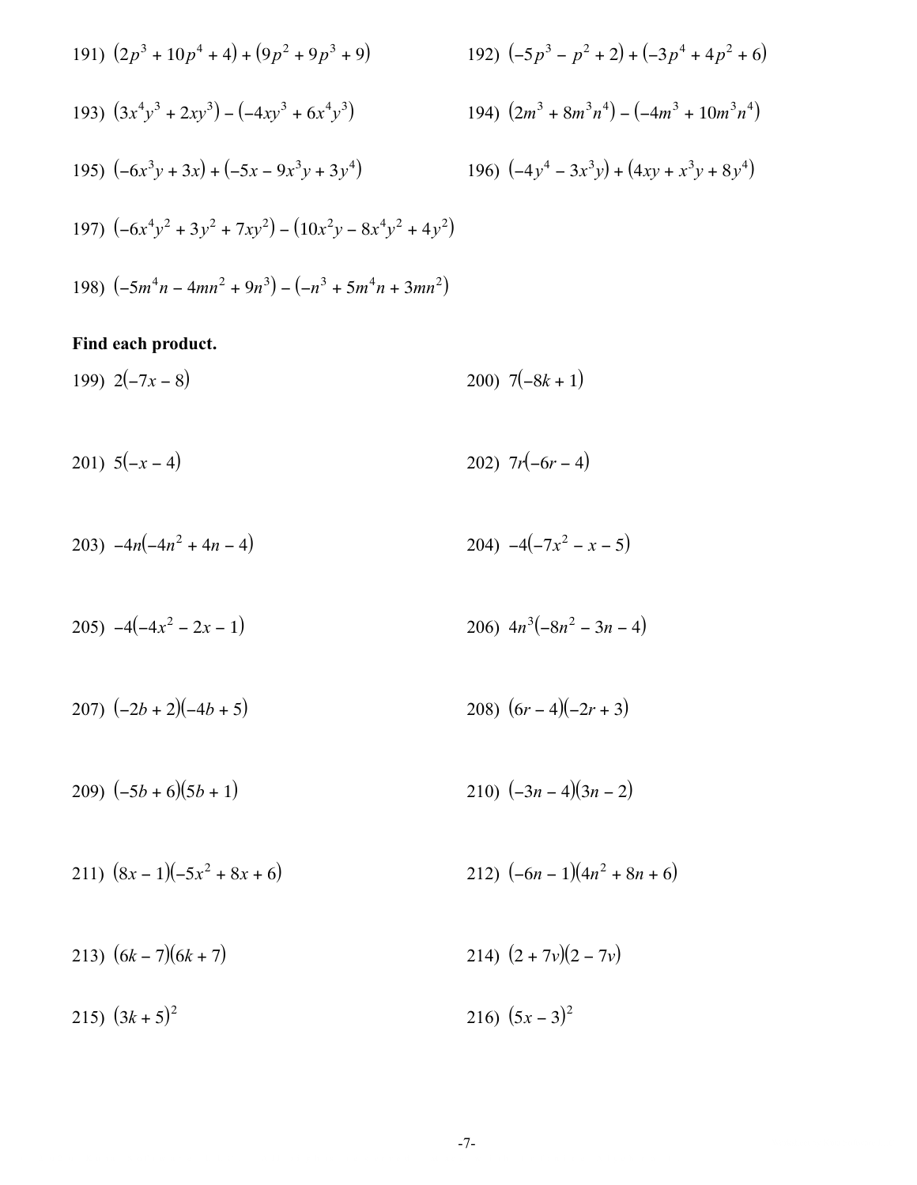191) $(2p^3 + 10p^4 + 4) + (9p^2 + 9p^3 + 9)$

192) $(-5p^3 - p^2 + 2) + (-3p^4 + 4p^2 + 6)$

193) $(3x^4y^3 + 2xy^3) - (-4xy^3 + 6x^4y^3)$

194) $(2m^3 + 8m^3n^4) - (-4m^3 + 10m^3n^4)$

195) $(-6x^3y + 3x) + (-5x - 9x^3y + 3y^4)$

196) $(-4y^4 - 3x^3y) + (4xy + x^3y + 8y^4)$

197) $(-6x^4y^2 + 3y^2 + 7xy^2) - (10x^2y - 8x^4y^2 + 4y^2)$

198) $(-5m^4n - 4mn^2 + 9n^3) - (-n^3 + 5m^4n + 3mn^2)$

**Find each product.**

199) $2(-7x - 8)$

200) $7(-8k + 1)$

201) $5(-x - 4)$

202) $7r(-6r - 4)$

203) $-4n(-4n^2 + 4n - 4)$

204) $-4(-7x^2 - x - 5)$

205) $-4(-4x^2 - 2x - 1)$

206) $4n^3(-8n^2 - 3n - 4)$

207) $(-2b + 2)(-4b + 5)$

208) $(6r - 4)(-2r + 3)$

209) $(-5b + 6)(5b + 1)$

210) $(-3n - 4)(3n - 2)$

211) $(8x - 1)(-5x^2 + 8x + 6)$

212) $(-6n - 1)(4n^2 + 8n + 6)$

213) $(6k - 7)(6k + 7)$

214) $(2 + 7v)(2 - 7v)$

215) $(3k + 5)^2$

216) $(5x - 3)^2$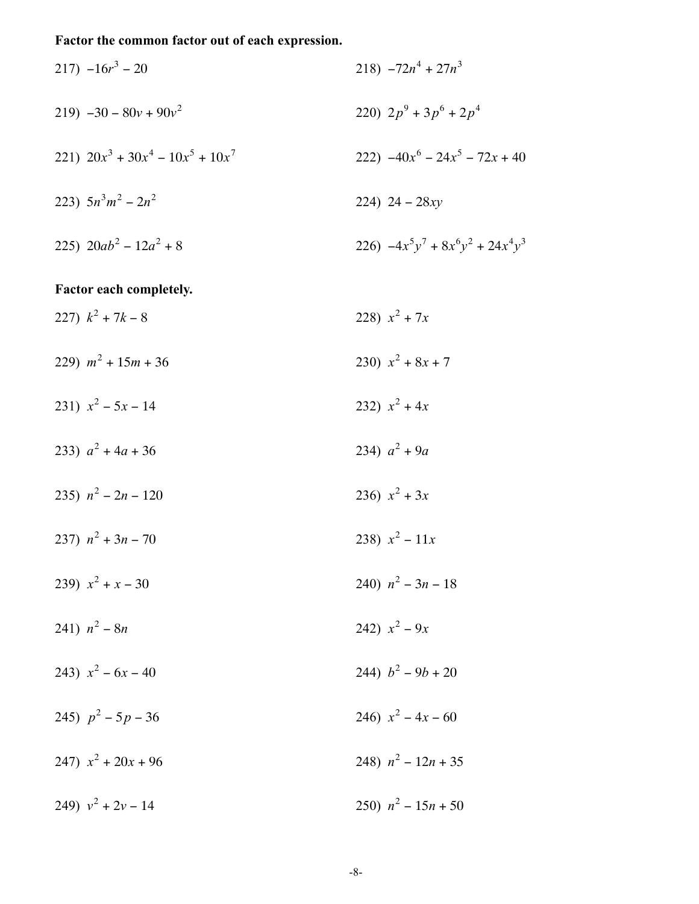**Factor the common factor out of each expression.**

217) $-16r^3 - 20$

218) $-72n^4 + 27n^3$

219) $-30 - 80v + 90v^2$

220) $2p^9 + 3p^6 + 2p^4$

221) $20x^3 + 30x^4 - 10x^5 + 10x^7$

222) $-40x^6 - 24x^5 - 72x + 40$

223) $5n^3m^2 - 2n^2$

224) $24 - 28xy$

225) $20ab^2 - 12a^2 + 8$

226) $-4x^5y^7 + 8x^6y^2 + 24x^4y^3$

**Factor each completely.**

227) $k^2 + 7k - 8$

228) $x^2 + 7x$

229) $m^2 + 15m + 36$

230) $x^2 + 8x + 7$

231) $x^2 - 5x - 14$

232) $x^2 + 4x$

233) $a^2 + 4a + 36$

234) $a^2 + 9a$

235) $n^2 - 2n - 120$

236) $x^2 + 3x$

237) $n^2 + 3n - 70$

238) $x^2 - 11x$

239) $x^2 + x - 30$

240) $n^2 - 3n - 18$

241) $n^2 - 8n$

242) $x^2 - 9x$

243) $x^2 - 6x - 40$

244) $b^2 - 9b + 20$

245) $p^2 - 5p - 36$

246) $x^2 - 4x - 60$

247) $x^2 + 20x + 96$

248) $n^2 - 12n + 35$

249) $v^2 + 2v - 14$

250) $n^2 - 15n + 50$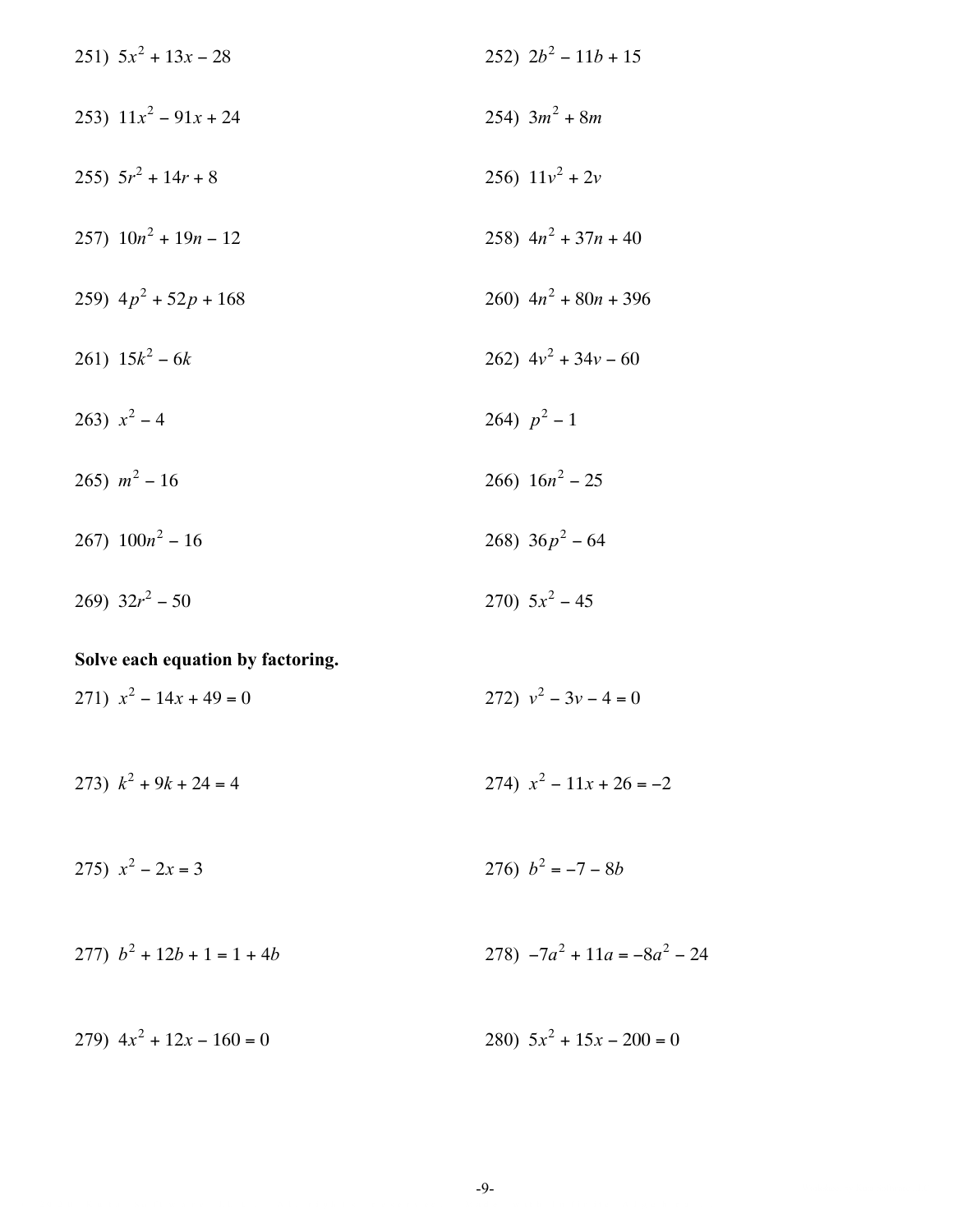251) $5x^2 + 13x - 28$

252) $2b^2 - 11b + 15$

253) $11x^2 - 91x + 24$

254) $3m^2 + 8m$

255) $5r^2 + 14r + 8$

256) $11v^2 + 2v$

257) $10n^2 + 19n - 12$

258) $4n^2 + 37n + 40$

259) $4p^2 + 52p + 168$

260) $4n^2 + 80n + 396$

261) $15k^2 - 6k$

262) $4v^2 + 34v - 60$

263) $x^2 - 4$

264) $p^2 - 1$

265) $m^2 - 16$

266) $16n^2 - 25$

267) $100n^2 - 16$

268) $36p^2 - 64$

269) $32r^2 - 50$

270) $5x^2 - 45$

**Solve each equation by factoring.**

271) $x^2 - 14x + 49 = 0$

272) $v^2 - 3v - 4 = 0$

273) $k^2 + 9k + 24 = 4$

274) $x^2 - 11x + 26 = -2$

275) $x^2 - 2x = 3$

276) $b^2 = -7 - 8b$

277) $b^2 + 12b + 1 = 1 + 4b$

278) $-7a^2 + 11a = -8a^2 - 24$

279) $4x^2 + 12x - 160 = 0$

280) $5x^2 + 15x - 200 = 0$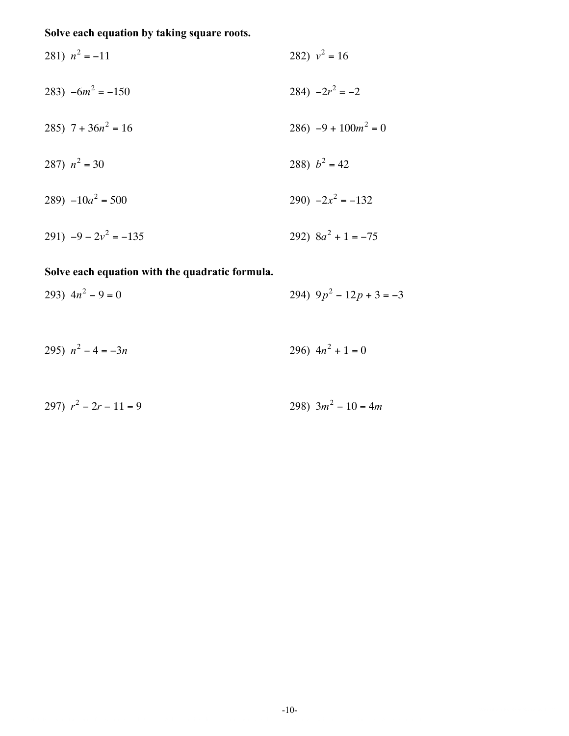**Solve each equation by taking square roots.**

281) $n^2 = -11$

282) $v^2 = 16$

283) $-6m^2 = -150$

284) $-2r^2 = -2$

285) $7 + 36n^2 = 16$

286) $-9 + 100m^2 = 0$

287) $n^2 = 30$

288) $b^2 = 42$

289) $-10a^2 = 500$

290) $-2x^2 = -132$

291) $-9 - 2v^2 = -135$

292) $8a^2 + 1 = -75$

**Solve each equation with the quadratic formula.**

293) $4n^2 - 9 = 0$

294) $9p^2 - 12p + 3 = -3$

295) $n^2 - 4 = -3n$

296) $4n^2 + 1 = 0$

297) $r^2 - 2r - 11 = 9$

298) $3m^2 - 10 = 4m$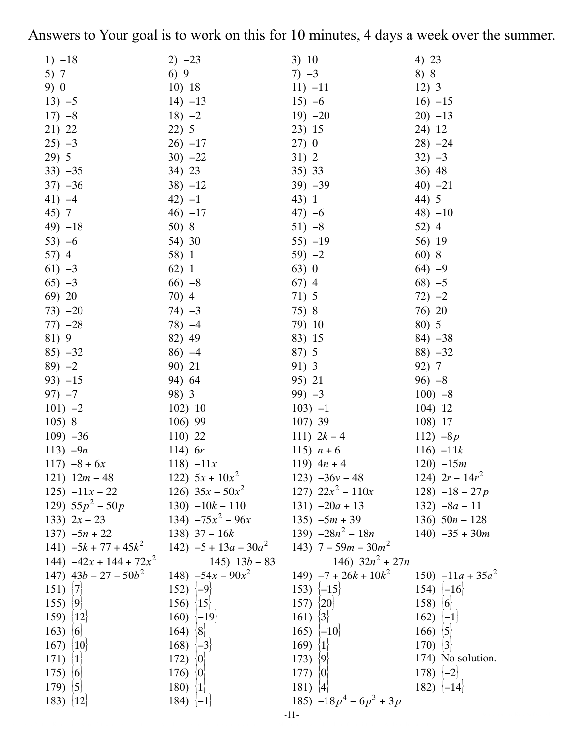# Answers to Your goal is to work on this for 10 minutes, 4 days a week over the summer.

1) $-18$
2) $-23$
3) $10$
4) $23$
5) $7$
6) $9$
7) $-3$
8) $8$
9) $0$
10) $18$
11) $-11$
12) $3$
13) $-5$
14) $-13$
15) $-6$
16) $-15$
17) $-8$
18) $-2$
19) $-20$
20) $-13$
21) $22$
22) $5$
23) $15$
24) $12$
25) $-3$
26) $-17$
27) $0$
28) $-24$
29) $5$
30) $-22$
31) $2$
32) $-3$
33) $-35$
34) $23$
35) $33$
36) $48$
37) $-36$
38) $-12$
39) $-39$
40) $-21$
41) $-4$
42) $-1$
43) $1$
44) $5$
45) $7$
46) $-17$
47) $-6$
48) $-10$
49) $-18$
50) $8$
51) $-8$
52) $4$
53) $-6$
54) $30$
55) $-19$
56) $19$
57) $4$
58) $1$
59) $-2$
60) $8$
61) $-3$
62) $1$
63) $0$
64) $-9$
65) $-3$
66) $-8$
67) $4$
68) $-5$
69) $20$
70) $4$
71) $5$
72) $-2$
73) $-20$
74) $-3$
75) $8$
76) $20$
77) $-28$
78) $-4$
79) $10$
80) $5$
81) $9$
82) $49$
83) $15$
84) $-38$
85) $-32$
86) $-4$
87) $5$
88) $-32$
89) $-2$
90) $21$
91) $3$
92) $7$
93) $-15$
94) $64$
95) $21$
96) $-8$
97) $-7$
98) $3$
99) $-3$
100) $-8$
101) $-2$
102) $10$
103) $-1$
104) $12$
105) $8$
106) $99$
107) $39$
108) $17$
109) $-36$
110) $22$
111) $2k - 4$
112) $-8p$
113) $-9n$
114) $6r$
115) $n + 6$
116) $-11k$
117) $-8 + 6x$
118) $-11x$
119) $4n + 4$
120) $-15m$
121) $12m - 48$
122) $5x + 10x^2$
123) $-36v - 48$
124) $2r - 14r^2$
125) $-11x - 22$
126) $35x - 50x^2$
127) $22x^2 - 110x$
128) $-18 - 27p$
129) $55p^2 - 50p$
130) $-10k - 110$
131) $-20a + 13$
132) $-8a - 11$
133) $2x - 23$
134) $-75x^2 - 96x$
135) $-5m + 39$
136) $50n - 128$
137) $-5n + 22$
138) $37 - 16k$
139) $-28n^2 - 18n$
140) $-35 + 30m$
141) $-5k + 77 + 45k^2$
142) $-5 + 13a - 30a^2$
143) $7 - 59m - 30m^2$
144) $-42x + 144 + 72x^2$
145) $13b - 83$
146) $32n^2 + 27n$
147) $43b - 27 - 50b^2$
148) $-54x - 90x^2$
149) $-7 + 26k + 10k^2$
150) $-11a + 35a^2$
151) $\{7\}$
152) $\{-9\}$
153) $\{-15\}$
154) $\{-16\}$
155) $\{9\}$
156) $\{15\}$
157) $\{20\}$
158) $\{6\}$
159) $\{12\}$
160) $\{-19\}$
161) $\{3\}$
162) $\{-1\}$
163) $\{6\}$
164) $\{8\}$
165) $\{-10\}$
166) $\{5\}$
167) $\{10\}$
168) $\{-3\}$
169) $\{1\}$
170) $\{3\}$
171) $\{1\}$
172) $\{0\}$
173) $\{9\}$
174) No solution.
175) $\{6\}$
176) $\{0\}$
177) $\{0\}$
178) $\{-2\}$
179) $\{5\}$
180) $\{1\}$
181) $\{4\}$
182) $\{-14\}$
183) $\{12\}$
184) $\{-1\}$
185) $-18p^4 - 6p^3 + 3p$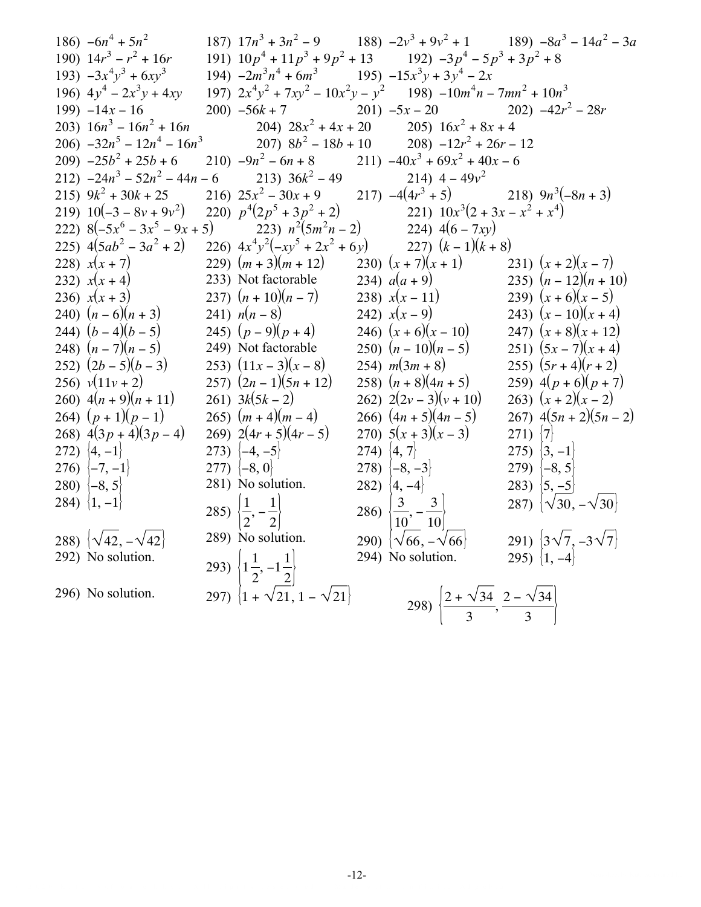186) $-6n^4 + 5n^2$ 187) $17n^3 + 3n^2 - 9$ 188) $-2v^3 + 9v^2 + 1$ 189) $-8a^3 - 14a^2 - 3a$
190) $14r^3 - r^2 + 16r$ 191) $10p^4 + 11p^3 + 9p^2 + 13$ 192) $-3p^4 - 5p^3 + 3p^2 + 8$
193) $-3x^4y^3 + 6xy^3$ 194) $-2m^3n^4 + 6m^3$ 195) $-15x^3y + 3y^4 - 2x$
196) $4y^4 - 2x^3y + 4xy$ 197) $2x^4y^2 + 7xy^2 - 10x^2y - y^2$ 198) $-10m^4n - 7mn^2 + 10n^3$
199) $-14x - 16$ 200) $-56k + 7$ 201) $-5x - 20$ 202) $-42r^2 - 28r$
203) $16n^3 - 16n^2 + 16n$ 204) $28x^2 + 4x + 20$ 205) $16x^2 + 8x + 4$
206) $-32n^5 - 12n^4 - 16n^3$ 207) $8b^2 - 18b + 10$ 208) $-12r^2 + 26r - 12$
209) $-25b^2 + 25b + 6$ 210) $-9n^2 - 6n + 8$ 211) $-40x^3 + 69x^2 + 40x - 6$
212) $-24n^3 - 52n^2 - 44n - 6$ 213) $36k^2 - 49$ 214) $4 - 49v^2$
215) $9k^2 + 30k + 25$ 216) $25x^2 - 30x + 9$ 217) $-4(4r^3 + 5)$ 218) $9n^3(-8n + 3)$
219) $10(-3 - 8v + 9v^2)$ 220) $p^4(2p^5 + 3p^2 + 2)$ 221) $10x^3(2 + 3x - x^2 + x^4)$
222) $8(-5x^6 - 3x^5 - 9x + 5)$ 223) $n^2(5m^2n - 2)$ 224) $4(6 - 7xy)$
225) $4(5ab^2 - 3a^2 + 2)$ 226) $4x^4y^2(-xy^5 + 2x^2 + 6y)$ 227) $(k - 1)(k + 8)$
228) $x(x + 7)$ 229) $(m + 3)(m + 12)$ 230) $(x + 7)(x + 1)$ 231) $(x + 2)(x - 7)$
232) $x(x + 4)$ 233) Not factorable 234) $a(a + 9)$ 235) $(n - 12)(n + 10)$
236) $x(x + 3)$ 237) $(n + 10)(n - 7)$ 238) $x(x - 11)$ 239) $(x + 6)(x - 5)$
240) $(n - 6)(n + 3)$ 241) $n(n - 8)$ 242) $x(x - 9)$ 243) $(x - 10)(x + 4)$
244) $(b - 4)(b - 5)$ 245) $(p - 9)(p + 4)$ 246) $(x + 6)(x - 10)$ 247) $(x + 8)(x + 12)$
248) $(n - 7)(n - 5)$ 249) Not factorable 250) $(n - 10)(n - 5)$ 251) $(5x - 7)(x + 4)$
252) $(2b - 5)(b - 3)$ 253) $(11x - 3)(x - 8)$ 254) $m(3m + 8)$ 255) $(5r + 4)(r + 2)$
256) $v(11v + 2)$ 257) $(2n - 1)(5n + 12)$ 258) $(n + 8)(4n + 5)$ 259) $4(p + 6)(p + 7)$
260) $4(n + 9)(n + 11)$ 261) $3k(5k - 2)$ 262) $2(2v - 3)(v + 10)$ 263) $(x + 2)(x - 2)$
264) $(p + 1)(p - 1)$ 265) $(m + 4)(m - 4)$ 266) $(4n + 5)(4n - 5)$ 267) $4(5n + 2)(5n - 2)$
268) $4(3p + 4)(3p - 4)$ 269) $2(4r + 5)(4r - 5)$ 270) $5(x + 3)(x - 3)$ 271) $\{7\}$
272) $\{4, -1\}$ 273) $\{-4, -5\}$ 274) $\{4, 7\}$ 275) $\{3, -1\}$
276) $\{-7, -1\}$ 277) $\{-8, 0\}$ 278) $\{-8, -3\}$ 279) $\{-8, 5\}$
280) $\{-8, 5\}$ 281) No solution. 282) $\{4, -4\}$ 283) $\{5, -5\}$
284) $\{1, -1\}$ 285) $\left\{\frac{1}{2}, -\frac{1}{2}\right\}$ 286) $\left\{\frac{3}{10}, -\frac{3}{10}\right\}$ 287) $\{\sqrt{30}, -\sqrt{30}\}$
288) $\{\sqrt{42}, -\sqrt{42}\}$ 289) No solution. 290) $\{\sqrt{66}, -\sqrt{66}\}$ 291) $\{3\sqrt{7}, -3\sqrt{7}\}$
292) No solution. 293) $\left\{1\frac{1}{2}, -1\frac{1}{2}\right\}$ 294) No solution. 295) $\{1, -4\}$
296) No solution. 297) $\{1 + \sqrt{21}, 1 - \sqrt{21}\}$ 298) $\left\{\frac{2 + \sqrt{34}}{3}, \frac{2 - \sqrt{34}}{3}\right\}$